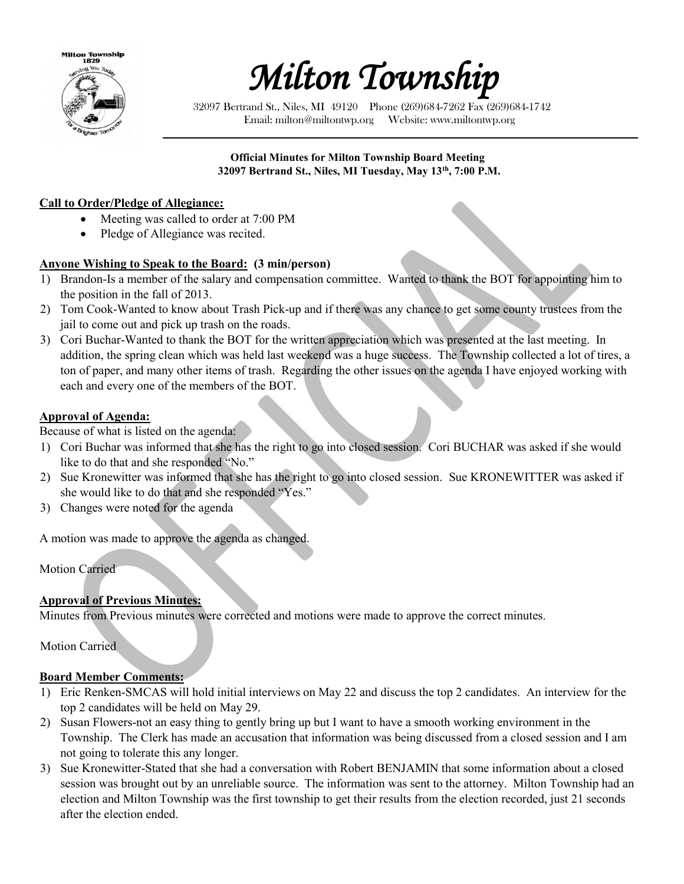# *Milton Township*

32097 Bertrand St., Niles, MI 49120 Phone (269)684-7262 Fax (269)684-1742
Email: milton@miltontwp.org Website: www.miltontwp.org

**Official Minutes for Milton Township Board Meeting**
**32097 Bertrand St., Niles, MI Tuesday, May 13th, 7:00 P.M.**

**Call to Order/Pledge of Allegiance:**

- Meeting was called to order at 7:00 PM
- Pledge of Allegiance was recited.

**Anyone Wishing to Speak to the Board: (3 min/person)**

1) Brandon-Is a member of the salary and compensation committee. Wanted to thank the BOT for appointing him to the position in the fall of 2013.
2) Tom Cook-Wanted to know about Trash Pick-up and if there was any chance to get some county trustees from the jail to come out and pick up trash on the roads.
3) Cori Buchar-Wanted to thank the BOT for the written appreciation which was presented at the last meeting. In addition, the spring clean which was held last weekend was a huge success. The Township collected a lot of tires, a ton of paper, and many other items of trash. Regarding the other issues on the agenda I have enjoyed working with each and every one of the members of the BOT.

**Approval of Agenda:**

Because of what is listed on the agenda:

1) Cori Buchar was informed that she has the right to go into closed session. Cori BUCHAR was asked if she would like to do that and she responded "No."
2) Sue Kronewitter was informed that she has the right to go into closed session. Sue KRONEWITTER was asked if she would like to do that and she responded "Yes."
3) Changes were noted for the agenda

A motion was made to approve the agenda as changed.

Motion Carried

**Approval of Previous Minutes:**

Minutes from Previous minutes were corrected and motions were made to approve the correct minutes.

Motion Carried

**Board Member Comments:**

1) Eric Renken-SMCAS will hold initial interviews on May 22 and discuss the top 2 candidates. An interview for the top 2 candidates will be held on May 29.
2) Susan Flowers-not an easy thing to gently bring up but I want to have a smooth working environment in the Township. The Clerk has made an accusation that information was being discussed from a closed session and I am not going to tolerate this any longer.
3) Sue Kronewitter-Stated that she had a conversation with Robert BENJAMIN that some information about a closed session was brought out by an unreliable source. The information was sent to the attorney. Milton Township had an election and Milton Township was the first township to get their results from the election recorded, just 21 seconds after the election ended.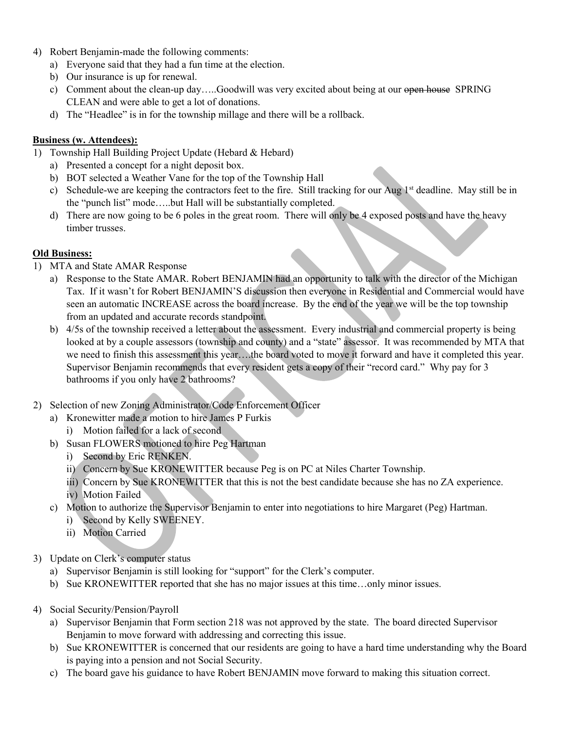4) Robert Benjamin-made the following comments:
   a) Everyone said that they had a fun time at the election.
   b) Our insurance is up for renewal.
   c) Comment about the clean-up day…..Goodwill was very excited about being at our ~~open house~~ SPRING CLEAN and were able to get a lot of donations.
   d) The "Headlee" is in for the township millage and there will be a rollback.

**Business (w. Attendees):**

1) Township Hall Building Project Update (Hebard & Hebard)
   a) Presented a concept for a night deposit box.
   b) BOT selected a Weather Vane for the top of the Township Hall
   c) Schedule-we are keeping the contractors feet to the fire. Still tracking for our Aug 1st deadline. May still be in the "punch list" mode…..but Hall will be substantially completed.
   d) There are now going to be 6 poles in the great room. There will only be 4 exposed posts and have the heavy timber trusses.

**Old Business:**

1) MTA and State AMAR Response
   a) Response to the State AMAR. Robert BENJAMIN had an opportunity to talk with the director of the Michigan Tax. If it wasn't for Robert BENJAMIN'S discussion then everyone in Residential and Commercial would have seen an automatic INCREASE across the board increase. By the end of the year we will be the top township from an updated and accurate records standpoint.
   b) 4/5s of the township received a letter about the assessment. Every industrial and commercial property is being looked at by a couple assessors (township and county) and a "state" assessor. It was recommended by MTA that we need to finish this assessment this year….the board voted to move it forward and have it completed this year. Supervisor Benjamin recommends that every resident gets a copy of their "record card." Why pay for 3 bathrooms if you only have 2 bathrooms?

2) Selection of new Zoning Administrator/Code Enforcement Officer
   a) Kronewitter made a motion to hire James P Furkis
      i) Motion failed for a lack of second
   b) Susan FLOWERS motioned to hire Peg Hartman
      i) Second by Eric RENKEN.
      ii) Concern by Sue KRONEWITTER because Peg is on PC at Niles Charter Township.
      iii) Concern by Sue KRONEWITTER that this is not the best candidate because she has no ZA experience.
      iv) Motion Failed
   c) Motion to authorize the Supervisor Benjamin to enter into negotiations to hire Margaret (Peg) Hartman.
      i) Second by Kelly SWEENEY.
      ii) Motion Carried

3) Update on Clerk's computer status
   a) Supervisor Benjamin is still looking for "support" for the Clerk's computer.
   b) Sue KRONEWITTER reported that she has no major issues at this time…only minor issues.

4) Social Security/Pension/Payroll
   a) Supervisor Benjamin that Form section 218 was not approved by the state. The board directed Supervisor Benjamin to move forward with addressing and correcting this issue.
   b) Sue KRONEWITTER is concerned that our residents are going to have a hard time understanding why the Board is paying into a pension and not Social Security.
   c) The board gave his guidance to have Robert BENJAMIN move forward to making this situation correct.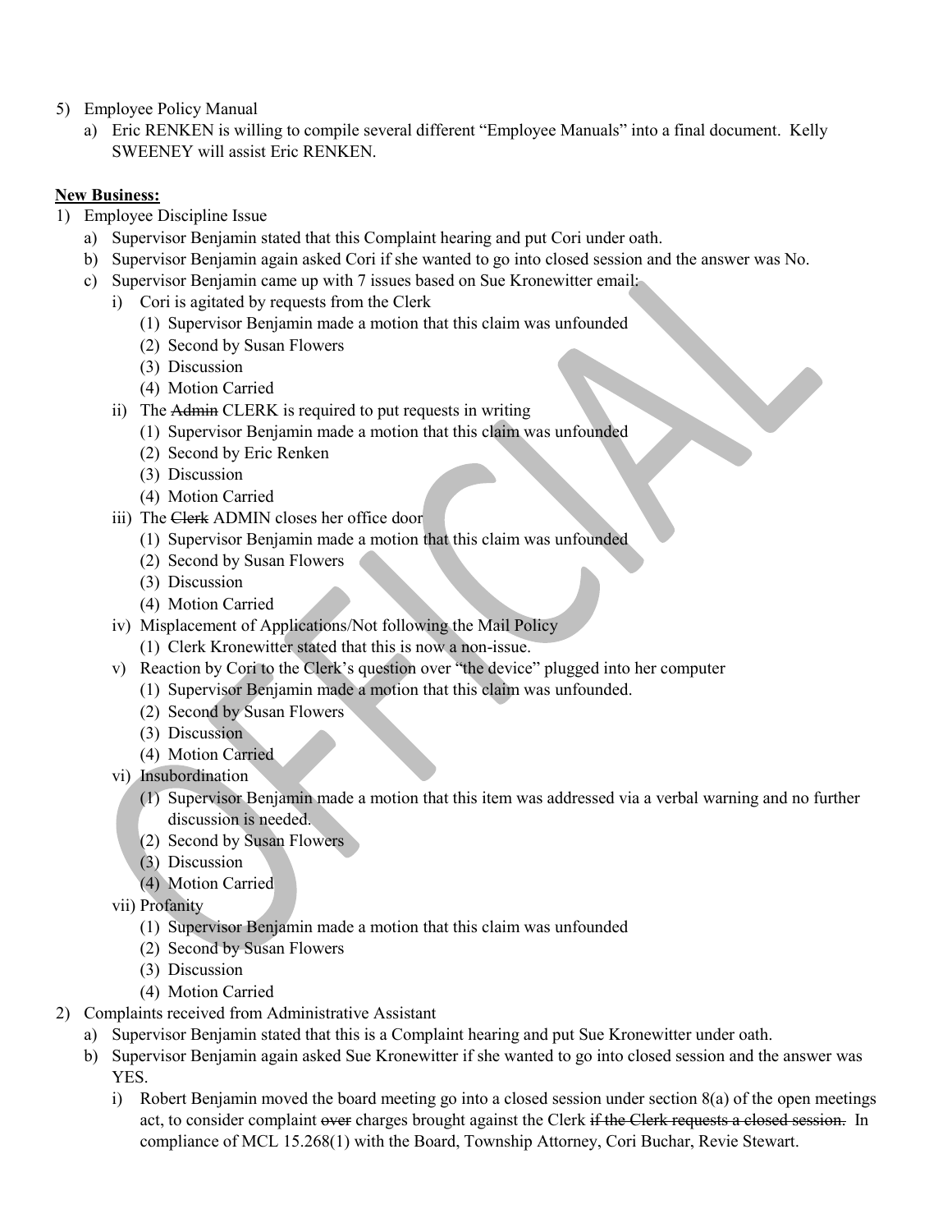5) Employee Policy Manual
   a) Eric RENKEN is willing to compile several different "Employee Manuals" into a final document. Kelly SWEENEY will assist Eric RENKEN.

**New Business:**

1) Employee Discipline Issue
   a) Supervisor Benjamin stated that this Complaint hearing and put Cori under oath.
   b) Supervisor Benjamin again asked Cori if she wanted to go into closed session and the answer was No.
   c) Supervisor Benjamin came up with 7 issues based on Sue Kronewitter email:
      i) Cori is agitated by requests from the Clerk
         (1) Supervisor Benjamin made a motion that this claim was unfounded
         (2) Second by Susan Flowers
         (3) Discussion
         (4) Motion Carried
      ii) The ~~Admin~~ CLERK is required to put requests in writing
         (1) Supervisor Benjamin made a motion that this claim was unfounded
         (2) Second by Eric Renken
         (3) Discussion
         (4) Motion Carried
      iii) The ~~Clerk~~ ADMIN closes her office door
         (1) Supervisor Benjamin made a motion that this claim was unfounded
         (2) Second by Susan Flowers
         (3) Discussion
         (4) Motion Carried
      iv) Misplacement of Applications/Not following the Mail Policy
         (1) Clerk Kronewitter stated that this is now a non-issue.
      v) Reaction by Cori to the Clerk's question over "the device" plugged into her computer
         (1) Supervisor Benjamin made a motion that this claim was unfounded.
         (2) Second by Susan Flowers
         (3) Discussion
         (4) Motion Carried
      vi) Insubordination
         (1) Supervisor Benjamin made a motion that this item was addressed via a verbal warning and no further discussion is needed.
         (2) Second by Susan Flowers
         (3) Discussion
         (4) Motion Carried
      vii) Profanity
         (1) Supervisor Benjamin made a motion that this claim was unfounded
         (2) Second by Susan Flowers
         (3) Discussion
         (4) Motion Carried
2) Complaints received from Administrative Assistant
   a) Supervisor Benjamin stated that this is a Complaint hearing and put Sue Kronewitter under oath.
   b) Supervisor Benjamin again asked Sue Kronewitter if she wanted to go into closed session and the answer was YES.
      i) Robert Benjamin moved the board meeting go into a closed session under section 8(a) of the open meetings act, to consider complaint ~~over~~ charges brought against the Clerk ~~if the Clerk requests a closed session.~~ In compliance of MCL 15.268(1) with the Board, Township Attorney, Cori Buchar, Revie Stewart.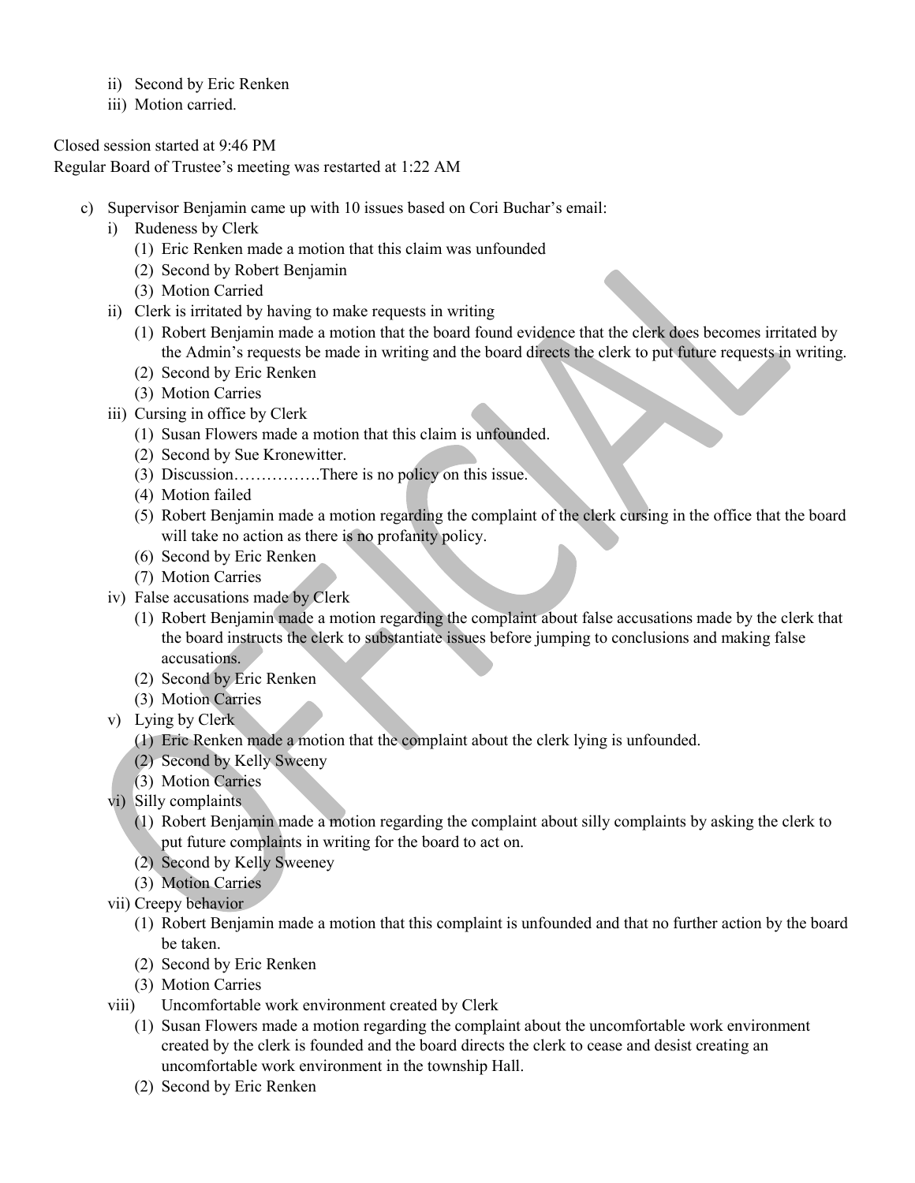ii) Second by Eric Renken
iii) Motion carried.

Closed session started at 9:46 PM
Regular Board of Trustee's meeting was restarted at 1:22 AM

c) Supervisor Benjamin came up with 10 issues based on Cori Buchar's email:
   i) Rudeness by Clerk
      (1) Eric Renken made a motion that this claim was unfounded
      (2) Second by Robert Benjamin
      (3) Motion Carried
   ii) Clerk is irritated by having to make requests in writing
      (1) Robert Benjamin made a motion that the board found evidence that the clerk does becomes irritated by the Admin's requests be made in writing and the board directs the clerk to put future requests in writing.
      (2) Second by Eric Renken
      (3) Motion Carries
   iii) Cursing in office by Clerk
      (1) Susan Flowers made a motion that this claim is unfounded.
      (2) Second by Sue Kronewitter.
      (3) Discussion…………….There is no policy on this issue.
      (4) Motion failed
      (5) Robert Benjamin made a motion regarding the complaint of the clerk cursing in the office that the board will take no action as there is no profanity policy.
      (6) Second by Eric Renken
      (7) Motion Carries
   iv) False accusations made by Clerk
      (1) Robert Benjamin made a motion regarding the complaint about false accusations made by the clerk that the board instructs the clerk to substantiate issues before jumping to conclusions and making false accusations.
      (2) Second by Eric Renken
      (3) Motion Carries
   v) Lying by Clerk
      (1) Eric Renken made a motion that the complaint about the clerk lying is unfounded.
      (2) Second by Kelly Sweeny
      (3) Motion Carries
   vi) Silly complaints
      (1) Robert Benjamin made a motion regarding the complaint about silly complaints by asking the clerk to put future complaints in writing for the board to act on.
      (2) Second by Kelly Sweeney
      (3) Motion Carries
   vii) Creepy behavior
      (1) Robert Benjamin made a motion that this complaint is unfounded and that no further action by the board be taken.
      (2) Second by Eric Renken
      (3) Motion Carries
   viii) Uncomfortable work environment created by Clerk
      (1) Susan Flowers made a motion regarding the complaint about the uncomfortable work environment created by the clerk is founded and the board directs the clerk to cease and desist creating an uncomfortable work environment in the township Hall.
      (2) Second by Eric Renken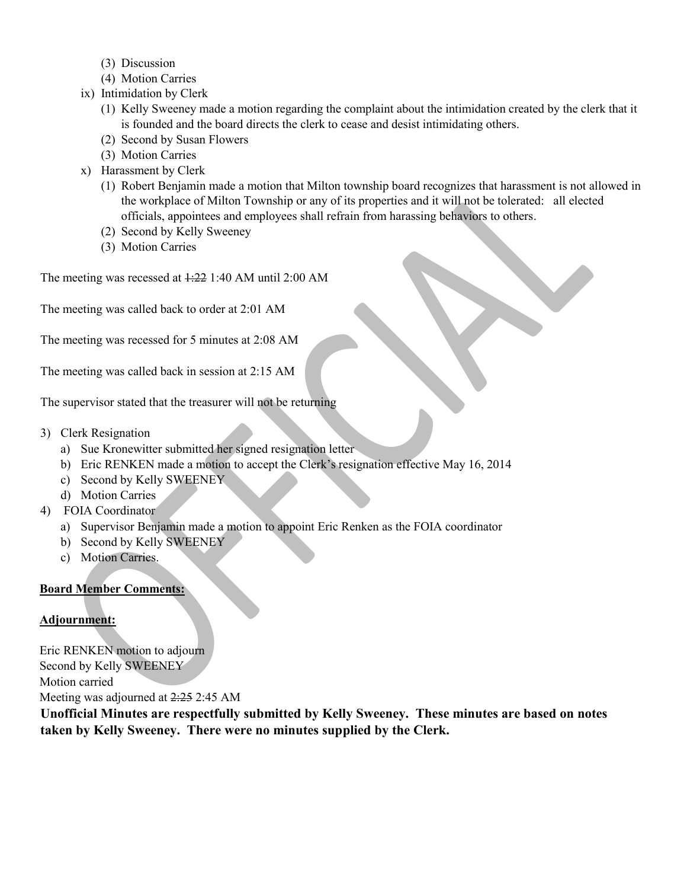- (3) Discussion
   - (4) Motion Carries
- ix) Intimidation by Clerk
   - (1) Kelly Sweeney made a motion regarding the complaint about the intimidation created by the clerk that it is founded and the board directs the clerk to cease and desist intimidating others.
   - (2) Second by Susan Flowers
   - (3) Motion Carries
- x) Harassment by Clerk
   - (1) Robert Benjamin made a motion that Milton township board recognizes that harassment is not allowed in the workplace of Milton Township or any of its properties and it will not be tolerated: all elected officials, appointees and employees shall refrain from harassing behaviors to others.
   - (2) Second by Kelly Sweeney
   - (3) Motion Carries

The meeting was recessed at ~~1:22~~ 1:40 AM until 2:00 AM

The meeting was called back to order at 2:01 AM

The meeting was recessed for 5 minutes at 2:08 AM

The meeting was called back in session at 2:15 AM

The supervisor stated that the treasurer will not be returning

3) Clerk Resignation
   - a) Sue Kronewitter submitted her signed resignation letter
   - b) Eric RENKEN made a motion to accept the Clerk's resignation effective May 16, 2014
   - c) Second by Kelly SWEENEY
   - d) Motion Carries
4) FOIA Coordinator
   - a) Supervisor Benjamin made a motion to appoint Eric Renken as the FOIA coordinator
   - b) Second by Kelly SWEENEY
   - c) Motion Carries.

**Board Member Comments:**

**Adjournment:**

Eric RENKEN motion to adjourn
Second by Kelly SWEENEY
Motion carried
Meeting was adjourned at ~~2:25~~ 2:45 AM

**Unofficial Minutes are respectfully submitted by Kelly Sweeney. These minutes are based on notes taken by Kelly Sweeney. There were no minutes supplied by the Clerk.**